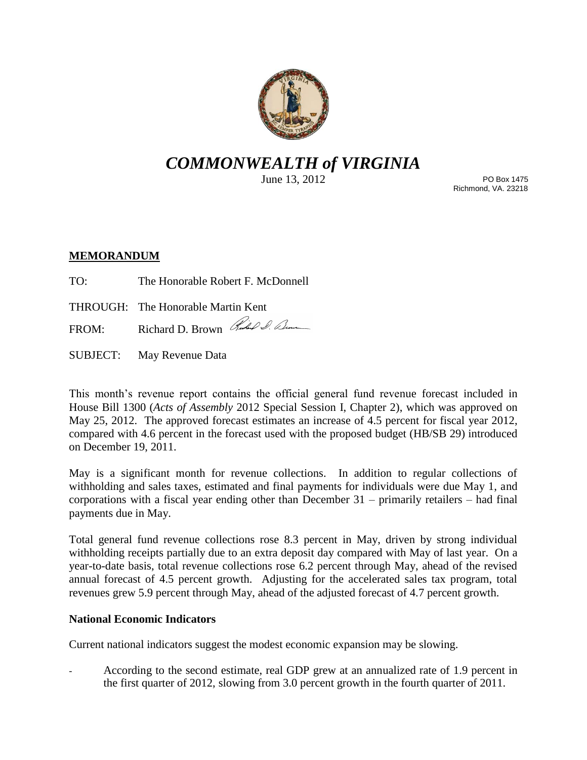# *COMMONWEALTH of VIRGINIA*

June 13, 2012

PO Box 1475
Richmond, VA. 23218

**MEMORANDUM**

TO: The Honorable Robert F. McDonnell

THROUGH: The Honorable Martin Kent

FROM: Richard D. Brown

SUBJECT: May Revenue Data

This month's revenue report contains the official general fund revenue forecast included in House Bill 1300 (*Acts of Assembly* 2012 Special Session I, Chapter 2), which was approved on May 25, 2012. The approved forecast estimates an increase of 4.5 percent for fiscal year 2012, compared with 4.6 percent in the forecast used with the proposed budget (HB/SB 29) introduced on December 19, 2011.

May is a significant month for revenue collections. In addition to regular collections of withholding and sales taxes, estimated and final payments for individuals were due May 1, and corporations with a fiscal year ending other than December 31 – primarily retailers – had final payments due in May.

Total general fund revenue collections rose 8.3 percent in May, driven by strong individual withholding receipts partially due to an extra deposit day compared with May of last year. On a year-to-date basis, total revenue collections rose 6.2 percent through May, ahead of the revised annual forecast of 4.5 percent growth. Adjusting for the accelerated sales tax program, total revenues grew 5.9 percent through May, ahead of the adjusted forecast of 4.7 percent growth.

### National Economic Indicators

Current national indicators suggest the modest economic expansion may be slowing.

- According to the second estimate, real GDP grew at an annualized rate of 1.9 percent in the first quarter of 2012, slowing from 3.0 percent growth in the fourth quarter of 2011.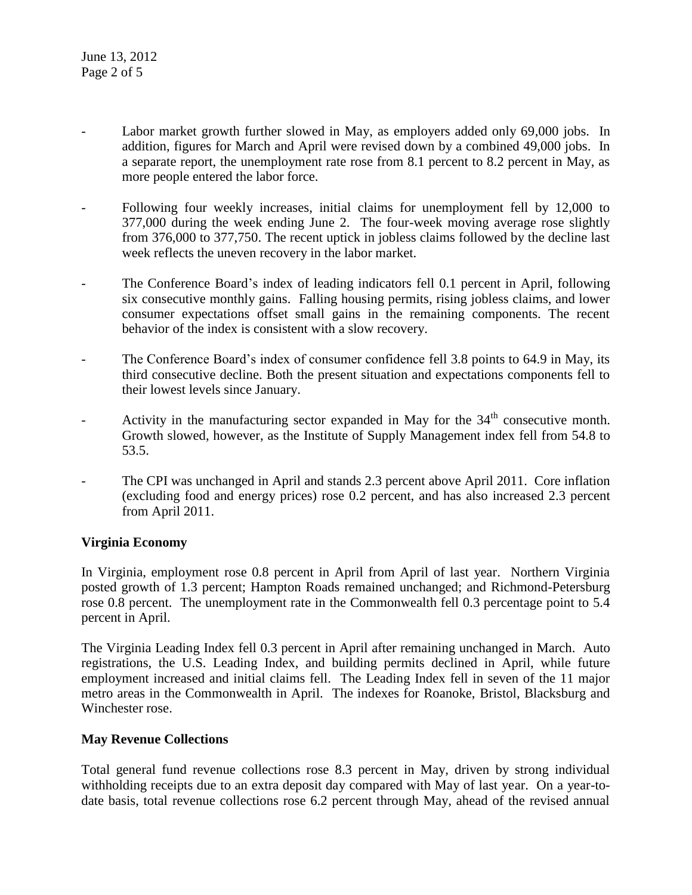- Labor market growth further slowed in May, as employers added only 69,000 jobs. In addition, figures for March and April were revised down by a combined 49,000 jobs. In a separate report, the unemployment rate rose from 8.1 percent to 8.2 percent in May, as more people entered the labor force.

- Following four weekly increases, initial claims for unemployment fell by 12,000 to 377,000 during the week ending June 2. The four-week moving average rose slightly from 376,000 to 377,750. The recent uptick in jobless claims followed by the decline last week reflects the uneven recovery in the labor market.

- The Conference Board's index of leading indicators fell 0.1 percent in April, following six consecutive monthly gains. Falling housing permits, rising jobless claims, and lower consumer expectations offset small gains in the remaining components. The recent behavior of the index is consistent with a slow recovery.

- The Conference Board's index of consumer confidence fell 3.8 points to 64.9 in May, its third consecutive decline. Both the present situation and expectations components fell to their lowest levels since January.

- Activity in the manufacturing sector expanded in May for the 34th consecutive month. Growth slowed, however, as the Institute of Supply Management index fell from 54.8 to 53.5.

- The CPI was unchanged in April and stands 2.3 percent above April 2011. Core inflation (excluding food and energy prices) rose 0.2 percent, and has also increased 2.3 percent from April 2011.

**Virginia Economy**

In Virginia, employment rose 0.8 percent in April from April of last year. Northern Virginia posted growth of 1.3 percent; Hampton Roads remained unchanged; and Richmond-Petersburg rose 0.8 percent. The unemployment rate in the Commonwealth fell 0.3 percentage point to 5.4 percent in April.

The Virginia Leading Index fell 0.3 percent in April after remaining unchanged in March. Auto registrations, the U.S. Leading Index, and building permits declined in April, while future employment increased and initial claims fell. The Leading Index fell in seven of the 11 major metro areas in the Commonwealth in April. The indexes for Roanoke, Bristol, Blacksburg and Winchester rose.

**May Revenue Collections**

Total general fund revenue collections rose 8.3 percent in May, driven by strong individual withholding receipts due to an extra deposit day compared with May of last year. On a year-to-date basis, total revenue collections rose 6.2 percent through May, ahead of the revised annual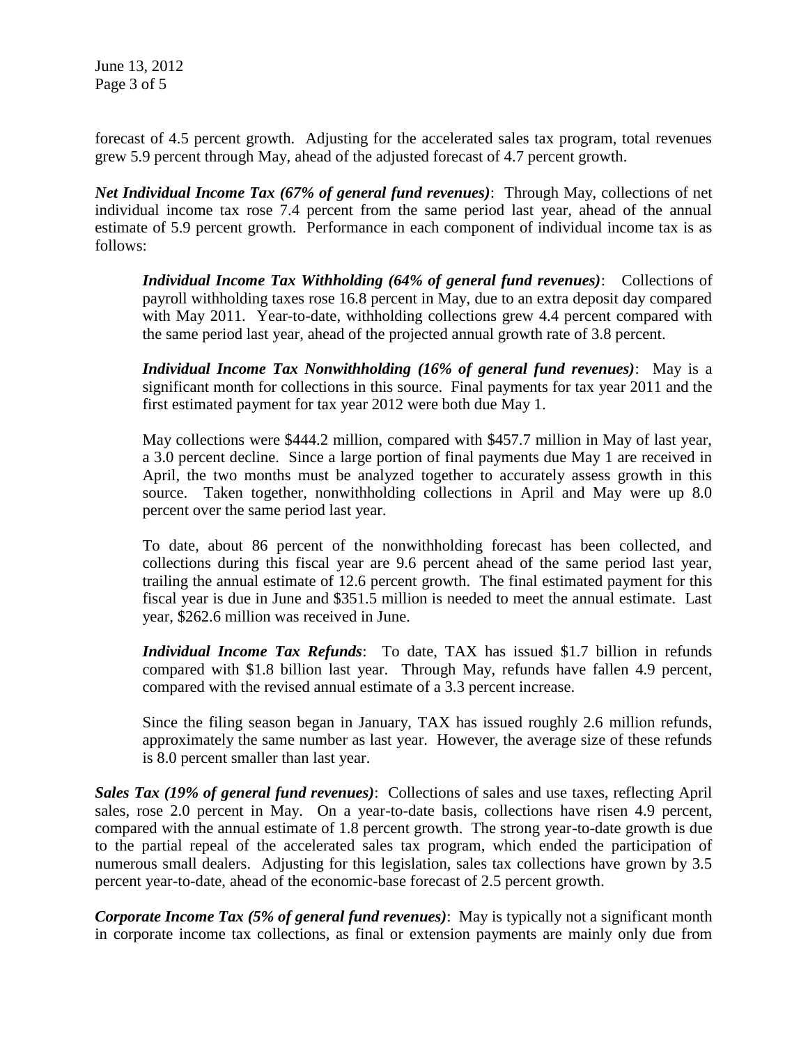forecast of 4.5 percent growth. Adjusting for the accelerated sales tax program, total revenues grew 5.9 percent through May, ahead of the adjusted forecast of 4.7 percent growth.

***Net Individual Income Tax (67% of general fund revenues)***: Through May, collections of net individual income tax rose 7.4 percent from the same period last year, ahead of the annual estimate of 5.9 percent growth. Performance in each component of individual income tax is as follows:

> ***Individual Income Tax Withholding (64% of general fund revenues)***: Collections of payroll withholding taxes rose 16.8 percent in May, due to an extra deposit day compared with May 2011. Year-to-date, withholding collections grew 4.4 percent compared with the same period last year, ahead of the projected annual growth rate of 3.8 percent.
>
> ***Individual Income Tax Nonwithholding (16% of general fund revenues)***: May is a significant month for collections in this source. Final payments for tax year 2011 and the first estimated payment for tax year 2012 were both due May 1.
>
> May collections were $444.2 million, compared with $457.7 million in May of last year, a 3.0 percent decline. Since a large portion of final payments due May 1 are received in April, the two months must be analyzed together to accurately assess growth in this source. Taken together, nonwithholding collections in April and May were up 8.0 percent over the same period last year.
>
> To date, about 86 percent of the nonwithholding forecast has been collected, and collections during this fiscal year are 9.6 percent ahead of the same period last year, trailing the annual estimate of 12.6 percent growth. The final estimated payment for this fiscal year is due in June and $351.5 million is needed to meet the annual estimate. Last year, $262.6 million was received in June.
>
> ***Individual Income Tax Refunds***: To date, TAX has issued $1.7 billion in refunds compared with $1.8 billion last year. Through May, refunds have fallen 4.9 percent, compared with the revised annual estimate of a 3.3 percent increase.
>
> Since the filing season began in January, TAX has issued roughly 2.6 million refunds, approximately the same number as last year. However, the average size of these refunds is 8.0 percent smaller than last year.

***Sales Tax (19% of general fund revenues)***: Collections of sales and use taxes, reflecting April sales, rose 2.0 percent in May. On a year-to-date basis, collections have risen 4.9 percent, compared with the annual estimate of 1.8 percent growth. The strong year-to-date growth is due to the partial repeal of the accelerated sales tax program, which ended the participation of numerous small dealers. Adjusting for this legislation, sales tax collections have grown by 3.5 percent year-to-date, ahead of the economic-base forecast of 2.5 percent growth.

***Corporate Income Tax (5% of general fund revenues)***: May is typically not a significant month in corporate income tax collections, as final or extension payments are mainly only due from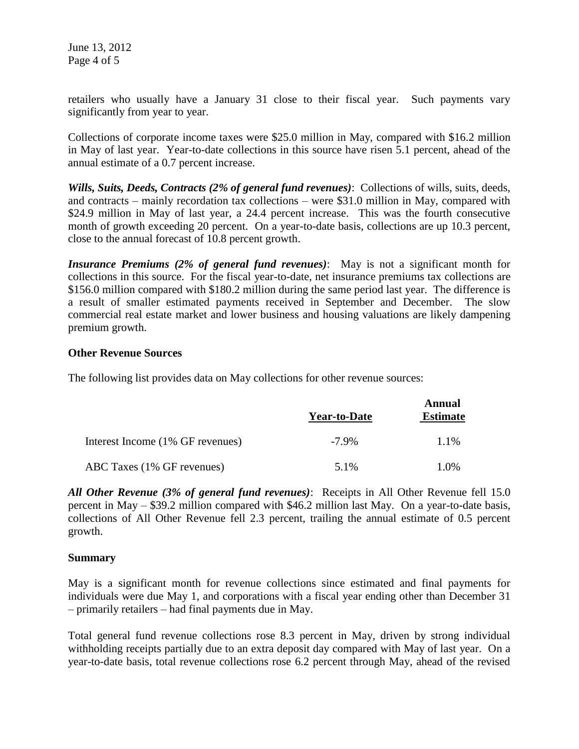retailers who usually have a January 31 close to their fiscal year. Such payments vary significantly from year to year.

Collections of corporate income taxes were $25.0 million in May, compared with $16.2 million in May of last year. Year-to-date collections in this source have risen 5.1 percent, ahead of the annual estimate of a 0.7 percent increase.

***Wills, Suits, Deeds, Contracts (2% of general fund revenues)***: Collections of wills, suits, deeds, and contracts – mainly recordation tax collections – were $31.0 million in May, compared with $24.9 million in May of last year, a 24.4 percent increase. This was the fourth consecutive month of growth exceeding 20 percent. On a year-to-date basis, collections are up 10.3 percent, close to the annual forecast of 10.8 percent growth.

***Insurance Premiums (2% of general fund revenues)***: May is not a significant month for collections in this source. For the fiscal year-to-date, net insurance premiums tax collections are $156.0 million compared with $180.2 million during the same period last year. The difference is a result of smaller estimated payments received in September and December. The slow commercial real estate market and lower business and housing valuations are likely dampening premium growth.

**Other Revenue Sources**

The following list provides data on May collections for other revenue sources:

| | Year-to-Date | Annual Estimate |
|---|---|---|
| Interest Income (1% GF revenues) | -7.9% | 1.1% |
| ABC Taxes (1% GF revenues) | 5.1% | 1.0% |

***All Other Revenue (3% of general fund revenues)***: Receipts in All Other Revenue fell 15.0 percent in May – $39.2 million compared with $46.2 million last May. On a year-to-date basis, collections of All Other Revenue fell 2.3 percent, trailing the annual estimate of 0.5 percent growth.

**Summary**

May is a significant month for revenue collections since estimated and final payments for individuals were due May 1, and corporations with a fiscal year ending other than December 31 – primarily retailers – had final payments due in May.

Total general fund revenue collections rose 8.3 percent in May, driven by strong individual withholding receipts partially due to an extra deposit day compared with May of last year. On a year-to-date basis, total revenue collections rose 6.2 percent through May, ahead of the revised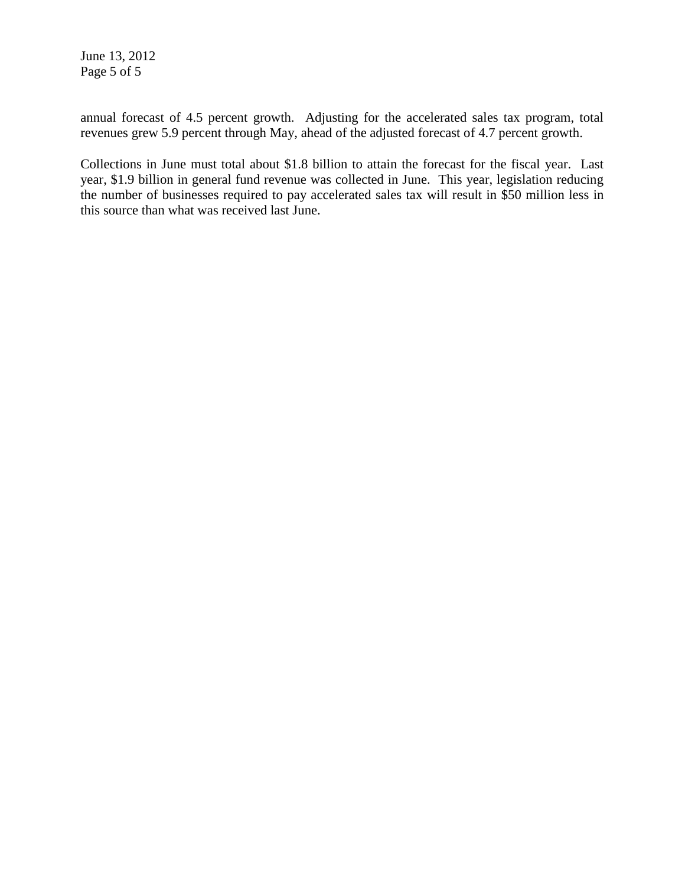annual forecast of 4.5 percent growth. Adjusting for the accelerated sales tax program, total revenues grew 5.9 percent through May, ahead of the adjusted forecast of 4.7 percent growth.

Collections in June must total about $1.8 billion to attain the forecast for the fiscal year. Last year, $1.9 billion in general fund revenue was collected in June. This year, legislation reducing the number of businesses required to pay accelerated sales tax will result in $50 million less in this source than what was received last June.